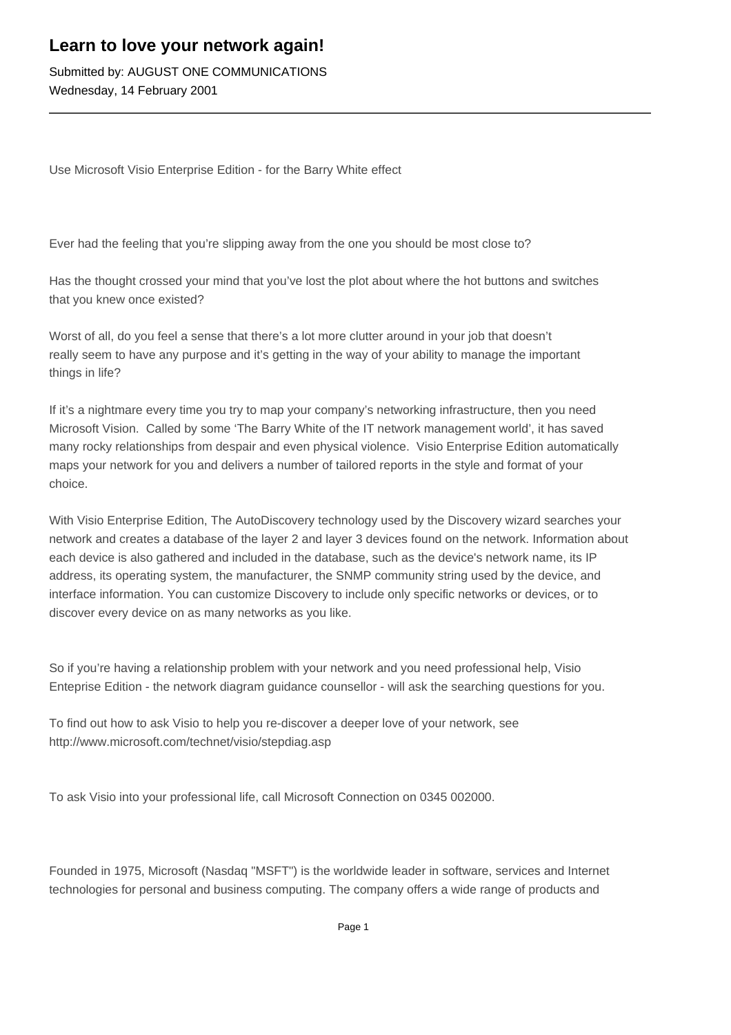# Learn to love your network again!

Submitted by: AUGUST ONE COMMUNICATIONS
Wednesday, 14 February 2001

---

Use Microsoft Visio Enterprise Edition - for the Barry White effect

Ever had the feeling that you're slipping away from the one you should be most close to?

Has the thought crossed your mind that you've lost the plot about where the hot buttons and switches that you knew once existed?

Worst of all, do you feel a sense that there's a lot more clutter around in your job that doesn't really seem to have any purpose and it's getting in the way of your ability to manage the important things in life?

If it's a nightmare every time you try to map your company's networking infrastructure, then you need Microsoft Vision. Called by some 'The Barry White of the IT network management world', it has saved many rocky relationships from despair and even physical violence. Visio Enterprise Edition automatically maps your network for you and delivers a number of tailored reports in the style and format of your choice.

With Visio Enterprise Edition, The AutoDiscovery technology used by the Discovery wizard searches your network and creates a database of the layer 2 and layer 3 devices found on the network. Information about each device is also gathered and included in the database, such as the device's network name, its IP address, its operating system, the manufacturer, the SNMP community string used by the device, and interface information. You can customize Discovery to include only specific networks or devices, or to discover every device on as many networks as you like.

So if you're having a relationship problem with your network and you need professional help, Visio Enteprise Edition - the network diagram guidance counsellor - will ask the searching questions for you.

To find out how to ask Visio to help you re-discover a deeper love of your network, see http://www.microsoft.com/technet/visio/stepdiag.asp

To ask Visio into your professional life, call Microsoft Connection on 0345 002000.

Founded in 1975, Microsoft (Nasdaq "MSFT") is the worldwide leader in software, services and Internet technologies for personal and business computing. The company offers a wide range of products and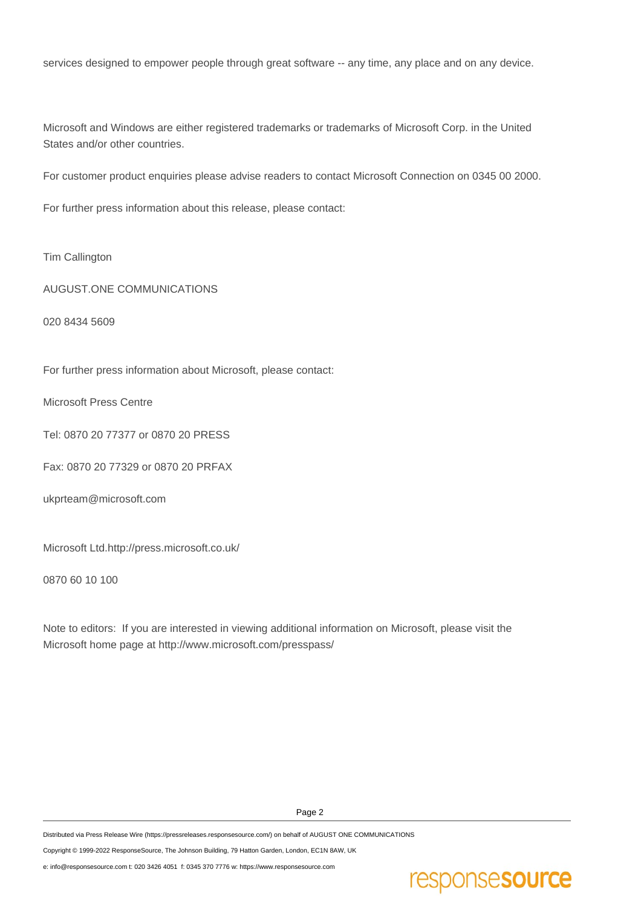services designed to empower people through great software -- any time, any place and on any device.

Microsoft and Windows are either registered trademarks or trademarks of Microsoft Corp. in the United States and/or other countries.

For customer product enquiries please advise readers to contact Microsoft Connection on 0345 00 2000.

For further press information about this release, please contact:

Tim Callington

AUGUST.ONE COMMUNICATIONS

020 8434 5609

For further press information about Microsoft, please contact:

Microsoft Press Centre

Tel: 0870 20 77377 or 0870 20 PRESS

Fax: 0870 20 77329 or 0870 20 PRFAX

ukprteam@microsoft.com

Microsoft Ltd.http://press.microsoft.co.uk/

0870 60 10 100

Note to editors:  If you are interested in viewing additional information on Microsoft, please visit the Microsoft home page at http://www.microsoft.com/presspass/

Distributed via Press Release Wire (https://pressreleases.responsesource.com/) on behalf of AUGUST ONE COMMUNICATIONS

Copyright © 1999-2022 ResponseSource, The Johnson Building, 79 Hatton Garden, London, EC1N 8AW, UK

e: info@responsesource.com t: 020 3426 4051  f: 0345 370 7776 w: https://www.responsesource.com